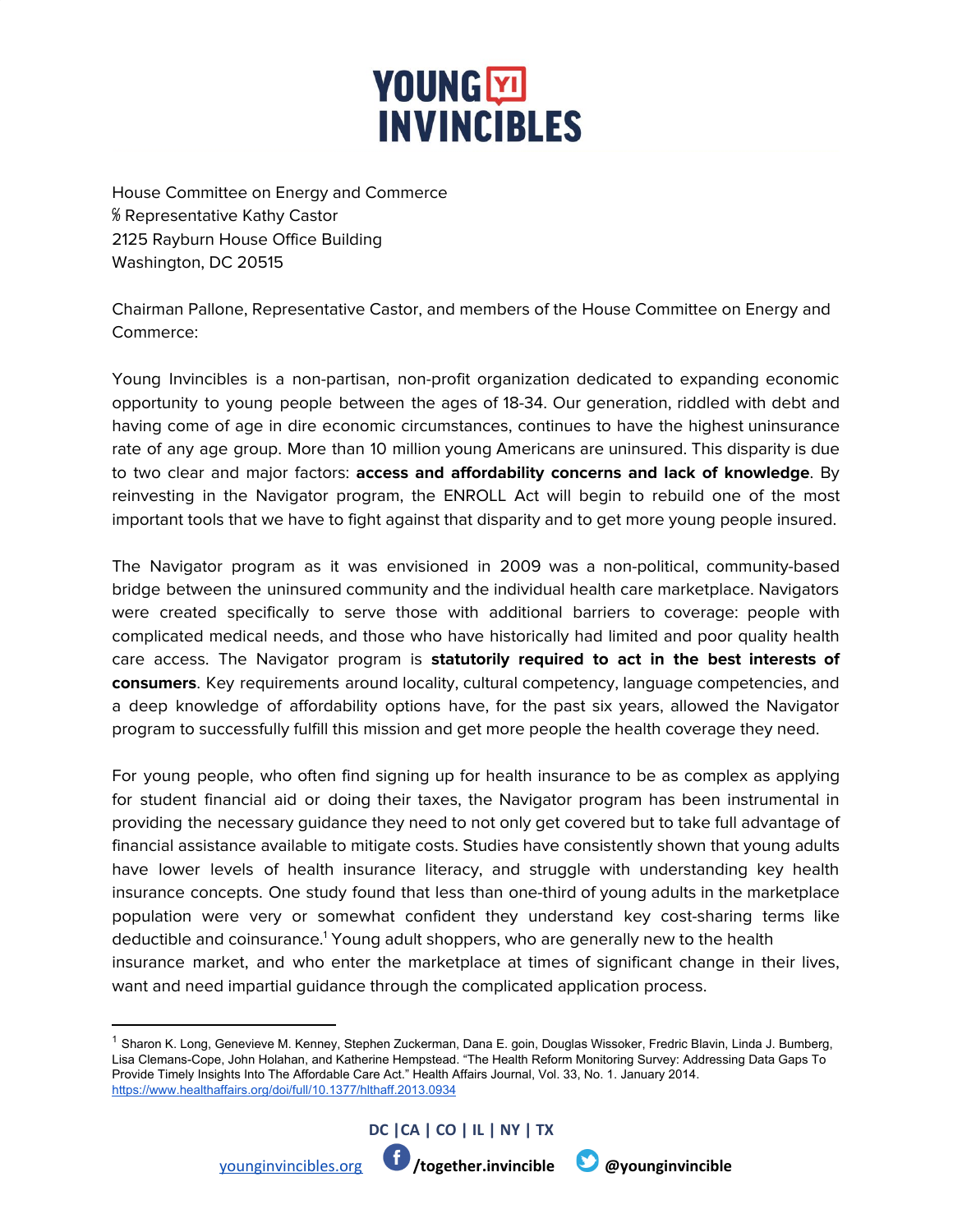# YOUNG INVINCIBLES

House Committee on Energy and Commerce
℅ Representative Kathy Castor
2125 Rayburn House Office Building
Washington, DC 20515

Chairman Pallone, Representative Castor, and members of the House Committee on Energy and Commerce:

Young Invincibles is a non-partisan, non-profit organization dedicated to expanding economic opportunity to young people between the ages of 18-34. Our generation, riddled with debt and having come of age in dire economic circumstances, continues to have the highest uninsurance rate of any age group. More than 10 million young Americans are uninsured. This disparity is due to two clear and major factors: **access and affordability concerns and lack of knowledge**. By reinvesting in the Navigator program, the ENROLL Act will begin to rebuild one of the most important tools that we have to fight against that disparity and to get more young people insured.

The Navigator program as it was envisioned in 2009 was a non-political, community-based bridge between the uninsured community and the individual health care marketplace. Navigators were created specifically to serve those with additional barriers to coverage: people with complicated medical needs, and those who have historically had limited and poor quality health care access. The Navigator program is **statutorily required to act in the best interests of consumers**. Key requirements around locality, cultural competency, language competencies, and a deep knowledge of affordability options have, for the past six years, allowed the Navigator program to successfully fulfill this mission and get more people the health coverage they need.

For young people, who often find signing up for health insurance to be as complex as applying for student financial aid or doing their taxes, the Navigator program has been instrumental in providing the necessary guidance they need to not only get covered but to take full advantage of financial assistance available to mitigate costs. Studies have consistently shown that young adults have lower levels of health insurance literacy, and struggle with understanding key health insurance concepts. One study found that less than one-third of young adults in the marketplace population were very or somewhat confident they understand key cost-sharing terms like deductible and coinsurance.[1] Young adult shoppers, who are generally new to the health insurance market, and who enter the marketplace at times of significant change in their lives, want and need impartial guidance through the complicated application process.

---

[1] Sharon K. Long, Genevieve M. Kenney, Stephen Zuckerman, Dana E. goin, Douglas Wissoker, Fredric Blavin, Linda J. Bumberg, Lisa Clemans-Cope, John Holahan, and Katherine Hempstead. "The Health Reform Monitoring Survey: Addressing Data Gaps To Provide Timely Insights Into The Affordable Care Act." Health Affairs Journal, Vol. 33, No. 1. January 2014. https://www.healthaffairs.org/doi/full/10.1377/hlthaff.2013.0934

DC | CA | CO | IL | NY | TX

younginvincibles.org /together.invincible @younginvincible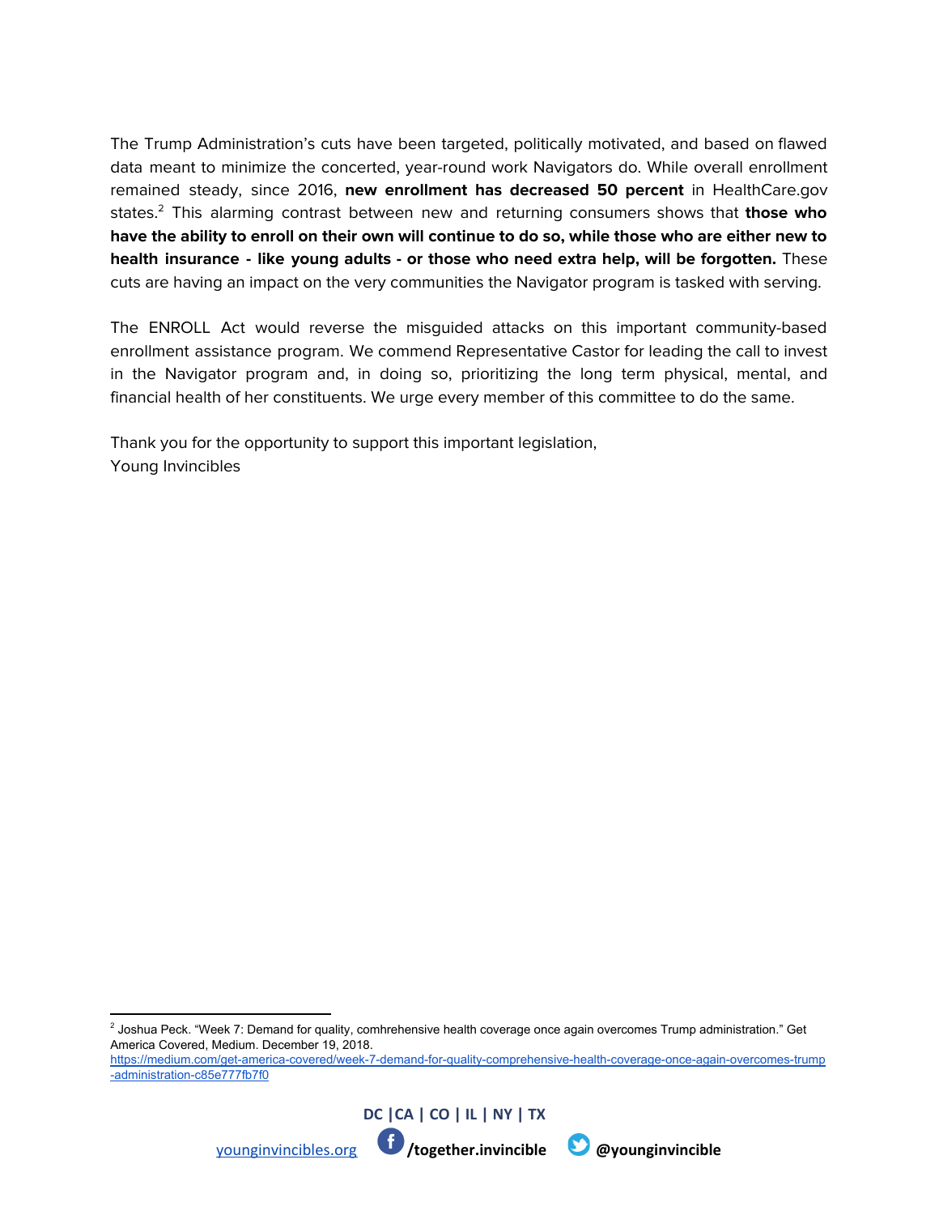The Trump Administration's cuts have been targeted, politically motivated, and based on flawed data meant to minimize the concerted, year-round work Navigators do. While overall enrollment remained steady, since 2016, **new enrollment has decreased 50 percent** in HealthCare.gov states.[2] This alarming contrast between new and returning consumers shows that **those who have the ability to enroll on their own will continue to do so, while those who are either new to health insurance - like young adults - or those who need extra help, will be forgotten.** These cuts are having an impact on the very communities the Navigator program is tasked with serving.

The ENROLL Act would reverse the misguided attacks on this important community-based enrollment assistance program. We commend Representative Castor for leading the call to invest in the Navigator program and, in doing so, prioritizing the long term physical, mental, and financial health of her constituents. We urge every member of this committee to do the same.

Thank you for the opportunity to support this important legislation,
Young Invincibles

---

[2] Joshua Peck. "Week 7: Demand for quality, comhrehensive health coverage once again overcomes Trump administration." Get America Covered, Medium. December 19, 2018. https://medium.com/get-america-covered/week-7-demand-for-quality-comprehensive-health-coverage-once-again-overcomes-trump-administration-c85e777fb7f0

DC | CA | CO | IL | NY | TX

younginvincibles.org /together.invincible @younginvincible